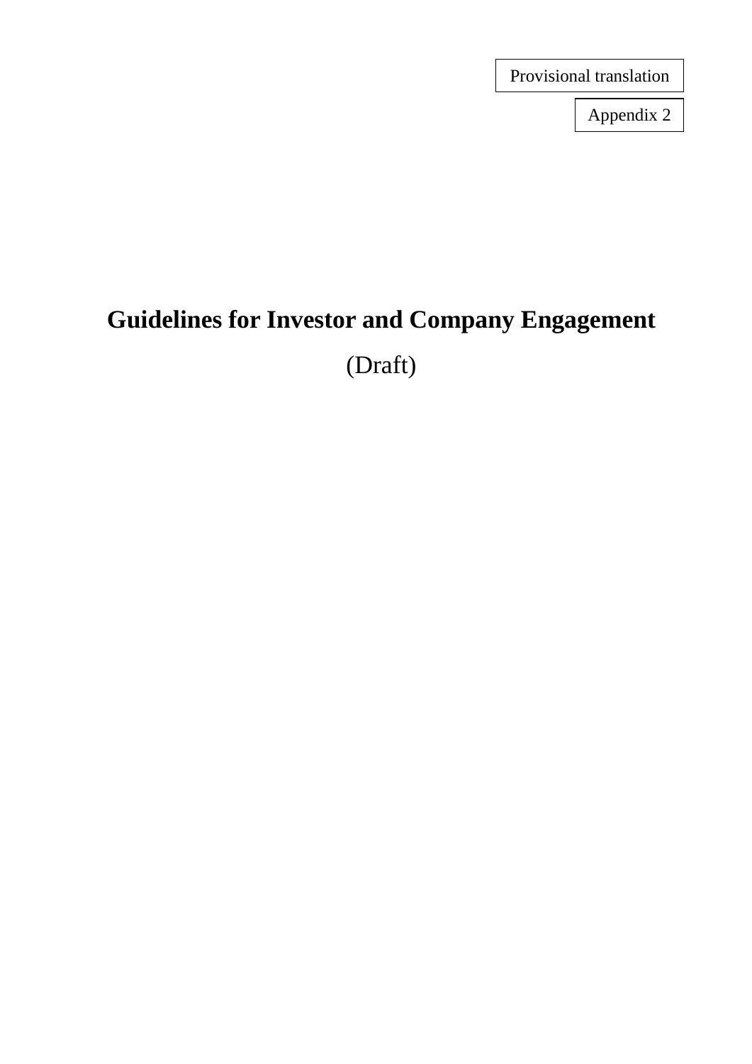Provisional translation

Appendix 2

# Guidelines for Investor and Company Engagement

(Draft)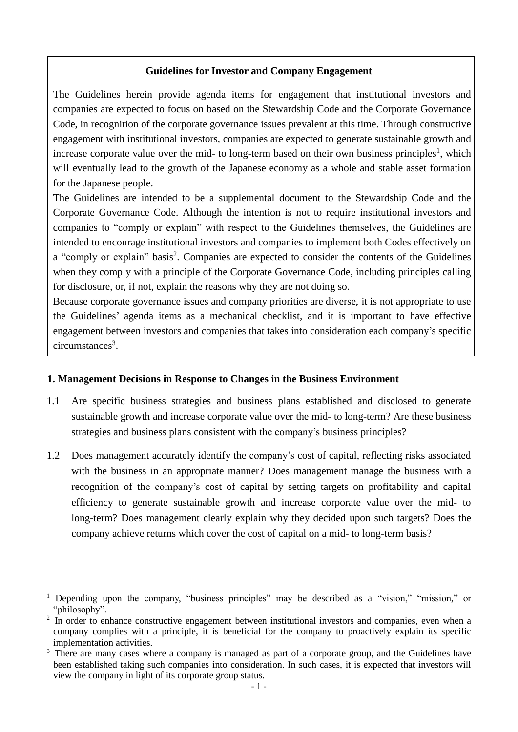**Guidelines for Investor and Company Engagement**

The Guidelines herein provide agenda items for engagement that institutional investors and companies are expected to focus on based on the Stewardship Code and the Corporate Governance Code, in recognition of the corporate governance issues prevalent at this time. Through constructive engagement with institutional investors, companies are expected to generate sustainable growth and increase corporate value over the mid- to long-term based on their own business principles[1], which will eventually lead to the growth of the Japanese economy as a whole and stable asset formation for the Japanese people.

The Guidelines are intended to be a supplemental document to the Stewardship Code and the Corporate Governance Code. Although the intention is not to require institutional investors and companies to "comply or explain" with respect to the Guidelines themselves, the Guidelines are intended to encourage institutional investors and companies to implement both Codes effectively on a "comply or explain" basis[2]. Companies are expected to consider the contents of the Guidelines when they comply with a principle of the Corporate Governance Code, including principles calling for disclosure, or, if not, explain the reasons why they are not doing so.

Because corporate governance issues and company priorities are diverse, it is not appropriate to use the Guidelines' agenda items as a mechanical checklist, and it is important to have effective engagement between investors and companies that takes into consideration each company's specific circumstances[3].

## 1. Management Decisions in Response to Changes in the Business Environment

1.1 Are specific business strategies and business plans established and disclosed to generate sustainable growth and increase corporate value over the mid- to long-term? Are these business strategies and business plans consistent with the company's business principles?

1.2 Does management accurately identify the company's cost of capital, reflecting risks associated with the business in an appropriate manner? Does management manage the business with a recognition of the company's cost of capital by setting targets on profitability and capital efficiency to generate sustainable growth and increase corporate value over the mid- to long-term? Does management clearly explain why they decided upon such targets? Does the company achieve returns which cover the cost of capital on a mid- to long-term basis?

---

[1] Depending upon the company, "business principles" may be described as a "vision," "mission," or "philosophy".

[2] In order to enhance constructive engagement between institutional investors and companies, even when a company complies with a principle, it is beneficial for the company to proactively explain its specific implementation activities.

[3] There are many cases where a company is managed as part of a corporate group, and the Guidelines have been established taking such companies into consideration. In such cases, it is expected that investors will view the company in light of its corporate group status.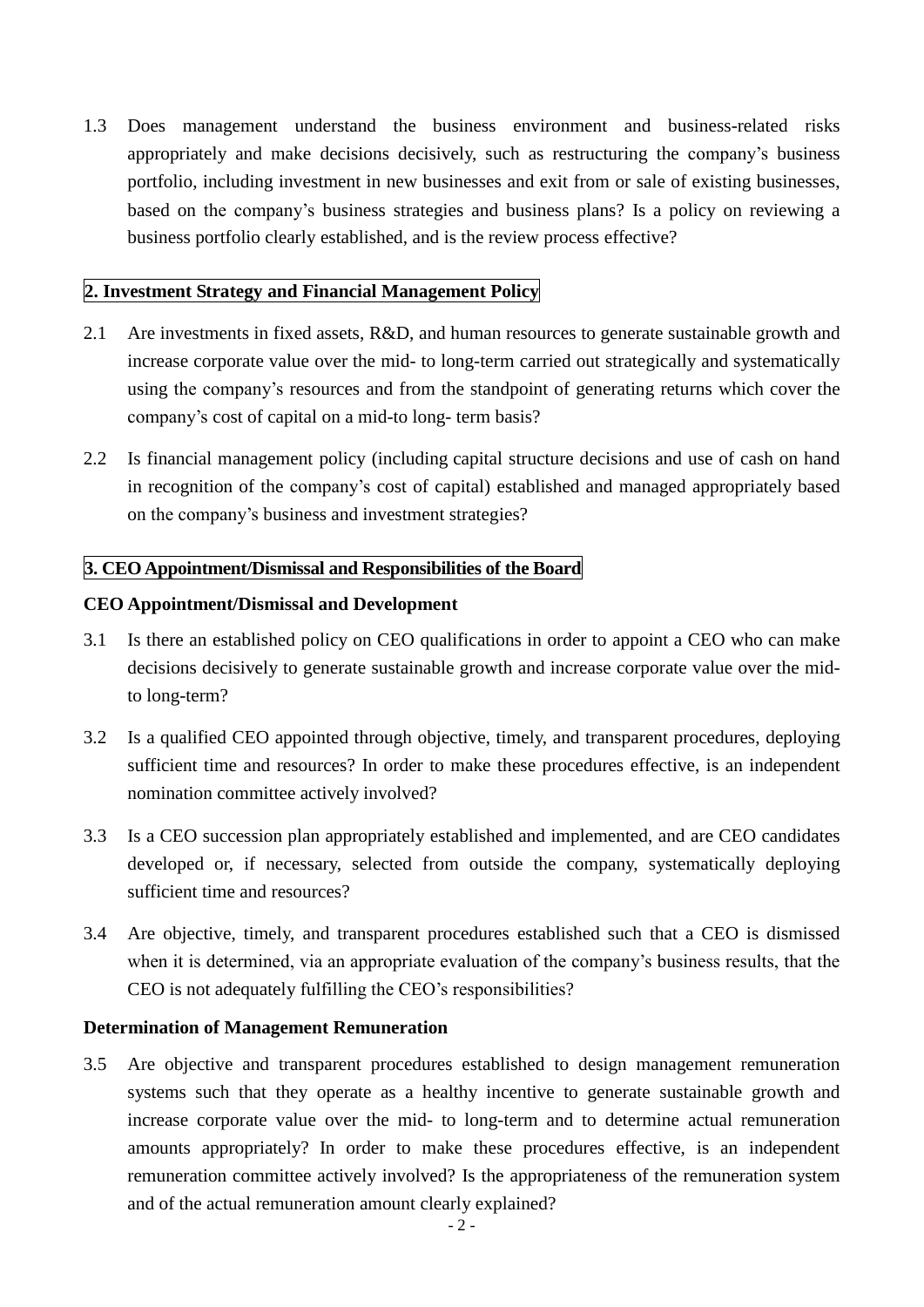1.3 Does management understand the business environment and business-related risks appropriately and make decisions decisively, such as restructuring the company's business portfolio, including investment in new businesses and exit from or sale of existing businesses, based on the company's business strategies and business plans? Is a policy on reviewing a business portfolio clearly established, and is the review process effective?

## 2. Investment Strategy and Financial Management Policy

2.1 Are investments in fixed assets, R&D, and human resources to generate sustainable growth and increase corporate value over the mid- to long-term carried out strategically and systematically using the company's resources and from the standpoint of generating returns which cover the company's cost of capital on a mid-to long- term basis?

2.2 Is financial management policy (including capital structure decisions and use of cash on hand in recognition of the company's cost of capital) established and managed appropriately based on the company's business and investment strategies?

## 3. CEO Appointment/Dismissal and Responsibilities of the Board

### CEO Appointment/Dismissal and Development

3.1 Is there an established policy on CEO qualifications in order to appoint a CEO who can make decisions decisively to generate sustainable growth and increase corporate value over the mid- to long-term?

3.2 Is a qualified CEO appointed through objective, timely, and transparent procedures, deploying sufficient time and resources? In order to make these procedures effective, is an independent nomination committee actively involved?

3.3 Is a CEO succession plan appropriately established and implemented, and are CEO candidates developed or, if necessary, selected from outside the company, systematically deploying sufficient time and resources?

3.4 Are objective, timely, and transparent procedures established such that a CEO is dismissed when it is determined, via an appropriate evaluation of the company's business results, that the CEO is not adequately fulfilling the CEO's responsibilities?

### Determination of Management Remuneration

3.5 Are objective and transparent procedures established to design management remuneration systems such that they operate as a healthy incentive to generate sustainable growth and increase corporate value over the mid- to long-term and to determine actual remuneration amounts appropriately? In order to make these procedures effective, is an independent remuneration committee actively involved? Is the appropriateness of the remuneration system and of the actual remuneration amount clearly explained?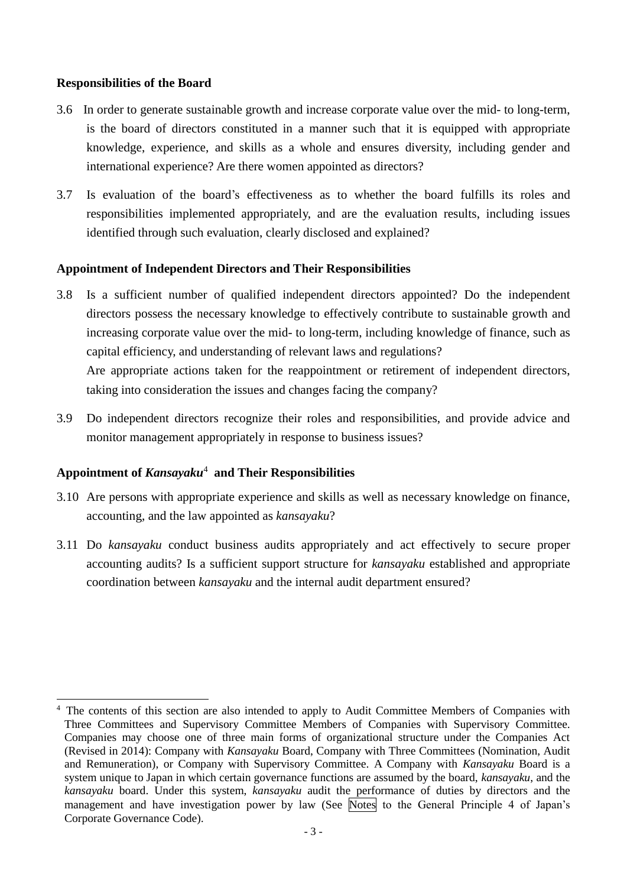**Responsibilities of the Board**

3.6 In order to generate sustainable growth and increase corporate value over the mid- to long-term, is the board of directors constituted in a manner such that it is equipped with appropriate knowledge, experience, and skills as a whole and ensures diversity, including gender and international experience? Are there women appointed as directors?

3.7 Is evaluation of the board's effectiveness as to whether the board fulfills its roles and responsibilities implemented appropriately, and are the evaluation results, including issues identified through such evaluation, clearly disclosed and explained?

**Appointment of Independent Directors and Their Responsibilities**

3.8 Is a sufficient number of qualified independent directors appointed? Do the independent directors possess the necessary knowledge to effectively contribute to sustainable growth and increasing corporate value over the mid- to long-term, including knowledge of finance, such as capital efficiency, and understanding of relevant laws and regulations?
Are appropriate actions taken for the reappointment or retirement of independent directors, taking into consideration the issues and changes facing the company?

3.9 Do independent directors recognize their roles and responsibilities, and provide advice and monitor management appropriately in response to business issues?

**Appointment of *Kansayaku*[4] and Their Responsibilities**

3.10 Are persons with appropriate experience and skills as well as necessary knowledge on finance, accounting, and the law appointed as *kansayaku*?

3.11 Do *kansayaku* conduct business audits appropriately and act effectively to secure proper accounting audits? Is a sufficient support structure for *kansayaku* established and appropriate coordination between *kansayaku* and the internal audit department ensured?

---

[4] The contents of this section are also intended to apply to Audit Committee Members of Companies with Three Committees and Supervisory Committee Members of Companies with Supervisory Committee. Companies may choose one of three main forms of organizational structure under the Companies Act (Revised in 2014): Company with *Kansayaku* Board, Company with Three Committees (Nomination, Audit and Remuneration), or Company with Supervisory Committee. A Company with *Kansayaku* Board is a system unique to Japan in which certain governance functions are assumed by the board, *kansayaku*, and the *kansayaku* board. Under this system, *kansayaku* audit the performance of duties by directors and the management and have investigation power by law (See Notes to the General Principle 4 of Japan's Corporate Governance Code).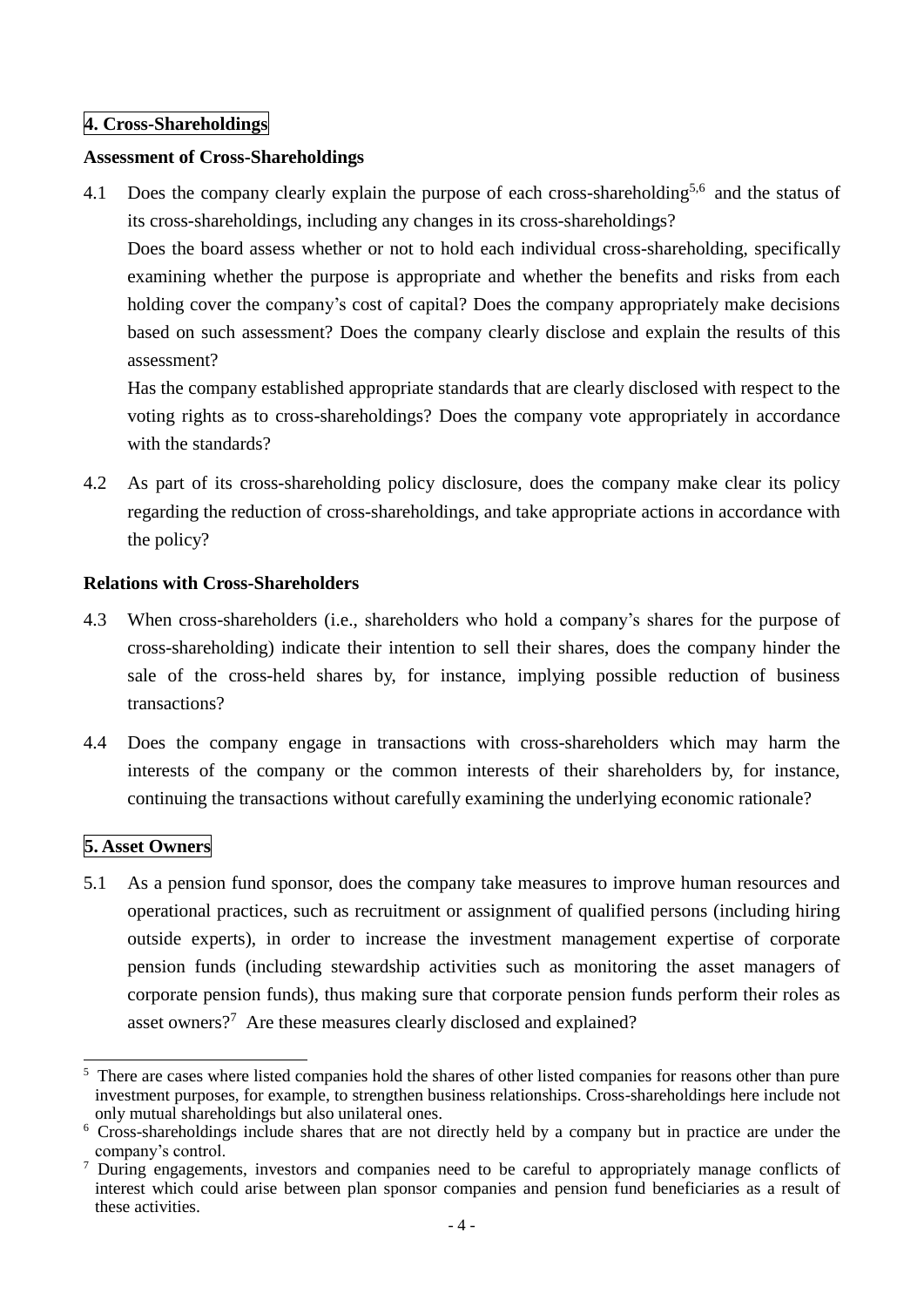## 4. Cross-Shareholdings

### Assessment of Cross-Shareholdings

4.1 Does the company clearly explain the purpose of each cross-shareholding[5,6] and the status of its cross-shareholdings, including any changes in its cross-shareholdings?

Does the board assess whether or not to hold each individual cross-shareholding, specifically examining whether the purpose is appropriate and whether the benefits and risks from each holding cover the company's cost of capital? Does the company appropriately make decisions based on such assessment? Does the company clearly disclose and explain the results of this assessment?

Has the company established appropriate standards that are clearly disclosed with respect to the voting rights as to cross-shareholdings? Does the company vote appropriately in accordance with the standards?

4.2 As part of its cross-shareholding policy disclosure, does the company make clear its policy regarding the reduction of cross-shareholdings, and take appropriate actions in accordance with the policy?

### Relations with Cross-Shareholders

4.3 When cross-shareholders (i.e., shareholders who hold a company's shares for the purpose of cross-shareholding) indicate their intention to sell their shares, does the company hinder the sale of the cross-held shares by, for instance, implying possible reduction of business transactions?

4.4 Does the company engage in transactions with cross-shareholders which may harm the interests of the company or the common interests of their shareholders by, for instance, continuing the transactions without carefully examining the underlying economic rationale?

## 5. Asset Owners

5.1 As a pension fund sponsor, does the company take measures to improve human resources and operational practices, such as recruitment or assignment of qualified persons (including hiring outside experts), in order to increase the investment management expertise of corporate pension funds (including stewardship activities such as monitoring the asset managers of corporate pension funds), thus making sure that corporate pension funds perform their roles as asset owners?[7] Are these measures clearly disclosed and explained?

---

[5] There are cases where listed companies hold the shares of other listed companies for reasons other than pure investment purposes, for example, to strengthen business relationships. Cross-shareholdings here include not only mutual shareholdings but also unilateral ones.

[6] Cross-shareholdings include shares that are not directly held by a company but in practice are under the company's control.

[7] During engagements, investors and companies need to be careful to appropriately manage conflicts of interest which could arise between plan sponsor companies and pension fund beneficiaries as a result of these activities.